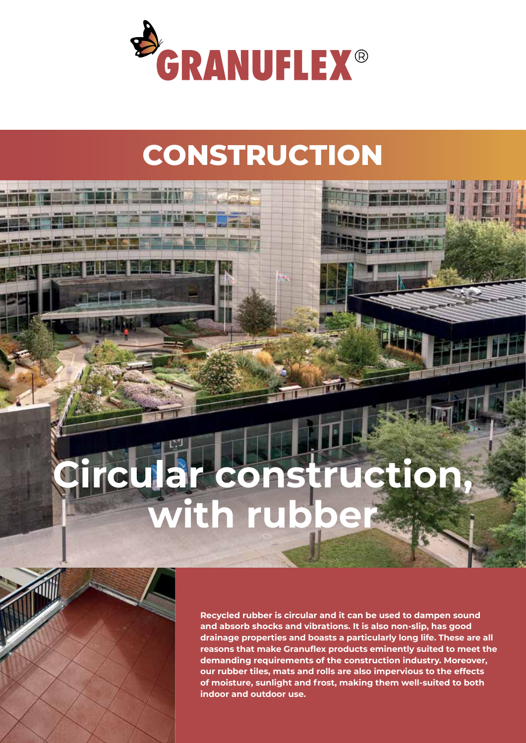GRANUFLEX®

# CONSTRUCTION

## Circular construction, with rubber

**Recycled rubber is circular and it can be used to dampen sound and absorb shocks and vibrations. It is also non-slip, has good drainage properties and boasts a particularly long life. These are all reasons that make Granuflex products eminently suited to meet the demanding requirements of the construction industry. Moreover, our rubber tiles, mats and rolls are also impervious to the effects of moisture, sunlight and frost, making them well-suited to both indoor and outdoor use.**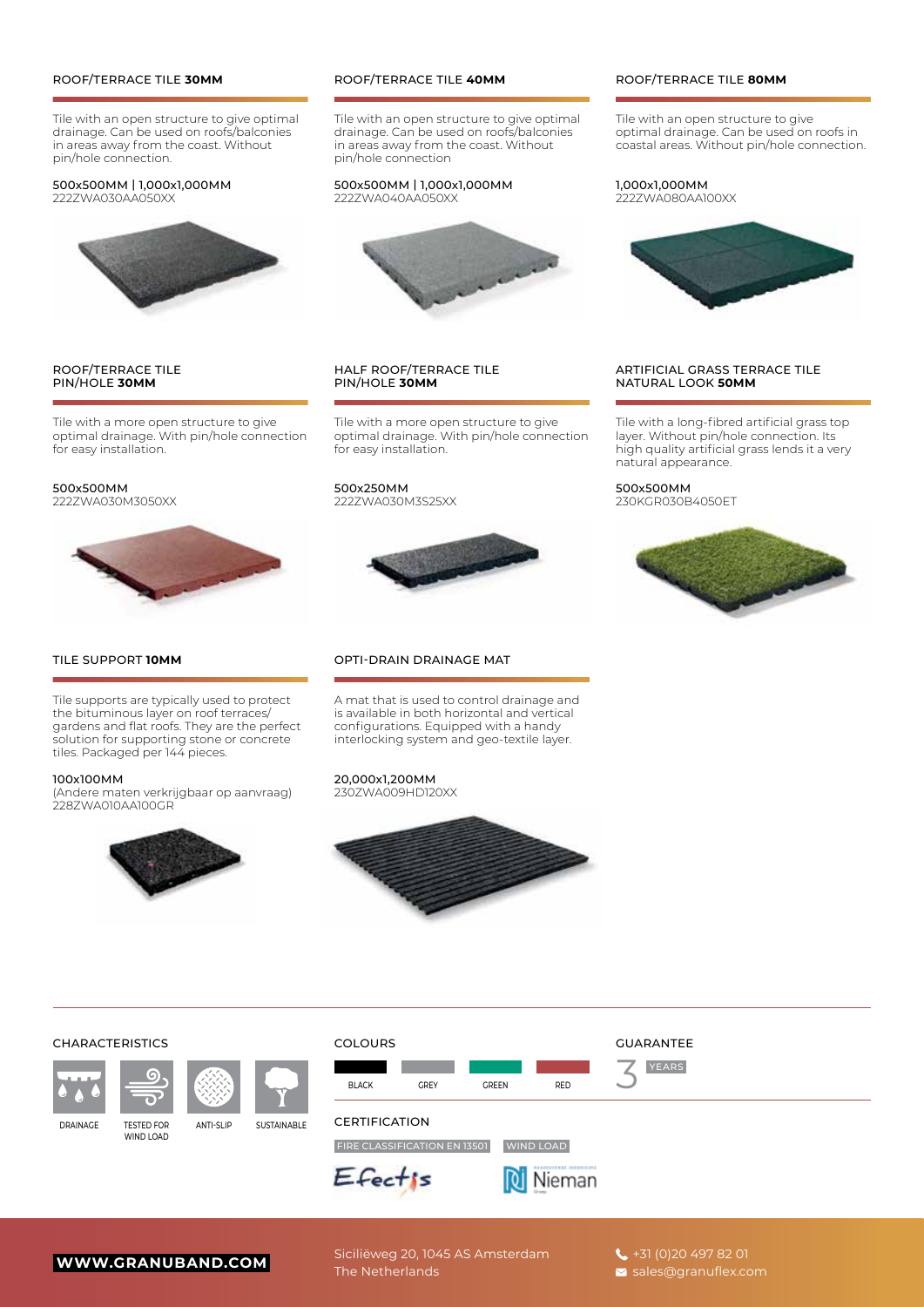## ROOF/TERRACE TILE **30MM**

Tile with an open structure to give optimal drainage. Can be used on roofs/balconies in areas away from the coast. Without pin/hole connection.

500x500MM | 1,000x1,000MM
222ZWA030AA050XX

## ROOF/TERRACE TILE **40MM**

Tile with an open structure to give optimal drainage. Can be used on roofs/balconies in areas away from the coast. Without pin/hole connection

500x500MM | 1,000x1,000MM
222ZWA040AA050XX

## ROOF/TERRACE TILE **80MM**

Tile with an open structure to give optimal drainage. Can be used on roofs in coastal areas. Without pin/hole connection.

1,000x1,000MM
222ZWA080AA100XX

## ROOF/TERRACE TILE PIN/HOLE **30MM**

Tile with a more open structure to give optimal drainage. With pin/hole connection for easy installation.

500x500MM
222ZWA030M3050XX

## HALF ROOF/TERRACE TILE PIN/HOLE **30MM**

Tile with a more open structure to give optimal drainage. With pin/hole connection for easy installation.

500x250MM
222ZWA030M3S25XX

## ARTIFICIAL GRASS TERRACE TILE NATURAL LOOK **50MM**

Tile with a long-fibred artificial grass top layer. Without pin/hole connection. Its high quality artificial grass lends it a very natural appearance.

500x500MM
230KGR030B4050ET

## TILE SUPPORT **10MM**

Tile supports are typically used to protect the bituminous layer on roof terraces/gardens and flat roofs. They are the perfect solution for supporting stone or concrete tiles. Packaged per 144 pieces.

100x100MM
(Andere maten verkrijgbaar op aanvraag)
228ZWA010AA100GR

## OPTI-DRAIN DRAINAGE MAT

A mat that is used to control drainage and is available in both horizontal and vertical configurations. Equipped with a handy interlocking system and geo-textile layer.

20,000x1,200MM
230ZWA009HD120XX

## CHARACTERISTICS

DRAINAGE
TESTED FOR WIND LOAD
ANTI-SLIP
SUSTAINABLE

## COLOURS

BLACK
GREY
GREEN
RED

## GUARANTEE

3 YEARS

## CERTIFICATION

FIRE CLASSIFICATION EN 13501
WIND LOAD

Efectis
Nieman

**WWW.GRANUBAND.COM**

Siciliëweg 20, 1045 AS Amsterdam
The Netherlands

+31 (0)20 497 82 01
sales@granuflex.com